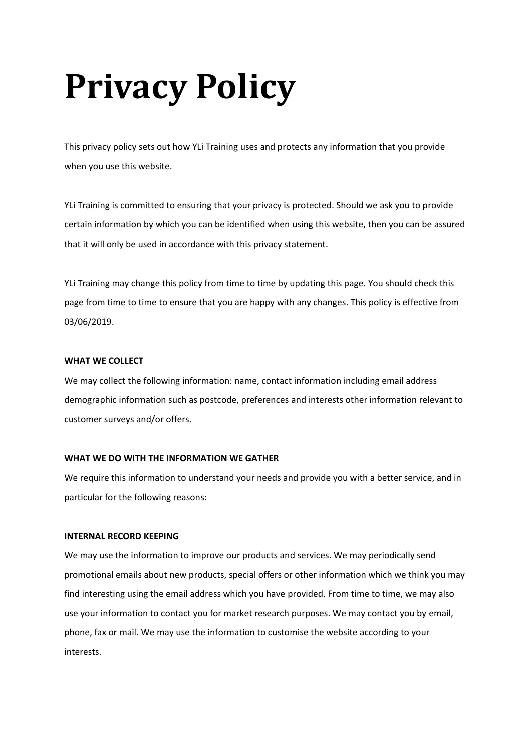# Privacy Policy

This privacy policy sets out how YLi Training uses and protects any information that you provide when you use this website.

YLi Training is committed to ensuring that your privacy is protected. Should we ask you to provide certain information by which you can be identified when using this website, then you can be assured that it will only be used in accordance with this privacy statement.

YLi Training may change this policy from time to time by updating this page. You should check this page from time to time to ensure that you are happy with any changes. This policy is effective from 03/06/2019.

**WHAT WE COLLECT**

We may collect the following information: name, contact information including email address demographic information such as postcode, preferences and interests other information relevant to customer surveys and/or offers.

**WHAT WE DO WITH THE INFORMATION WE GATHER**

We require this information to understand your needs and provide you with a better service, and in particular for the following reasons:

**INTERNAL RECORD KEEPING**

We may use the information to improve our products and services. We may periodically send promotional emails about new products, special offers or other information which we think you may find interesting using the email address which you have provided. From time to time, we may also use your information to contact you for market research purposes. We may contact you by email, phone, fax or mail. We may use the information to customise the website according to your interests.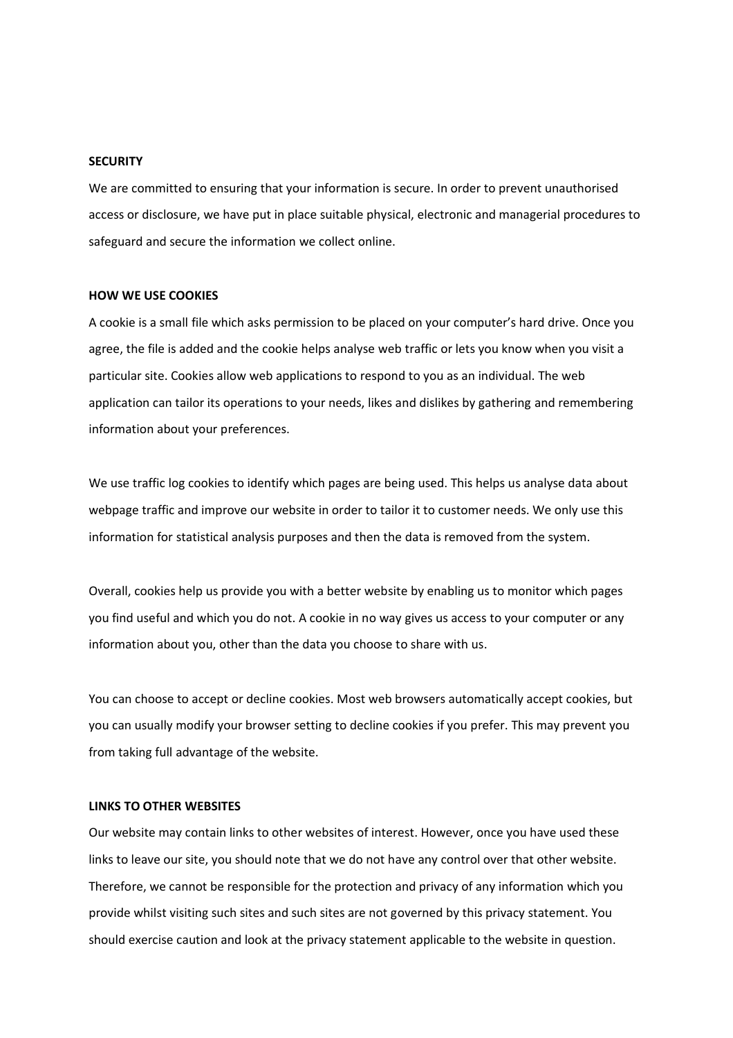**SECURITY**

We are committed to ensuring that your information is secure. In order to prevent unauthorised access or disclosure, we have put in place suitable physical, electronic and managerial procedures to safeguard and secure the information we collect online.

**HOW WE USE COOKIES**

A cookie is a small file which asks permission to be placed on your computer's hard drive. Once you agree, the file is added and the cookie helps analyse web traffic or lets you know when you visit a particular site. Cookies allow web applications to respond to you as an individual. The web application can tailor its operations to your needs, likes and dislikes by gathering and remembering information about your preferences.

We use traffic log cookies to identify which pages are being used. This helps us analyse data about webpage traffic and improve our website in order to tailor it to customer needs. We only use this information for statistical analysis purposes and then the data is removed from the system.

Overall, cookies help us provide you with a better website by enabling us to monitor which pages you find useful and which you do not. A cookie in no way gives us access to your computer or any information about you, other than the data you choose to share with us.

You can choose to accept or decline cookies. Most web browsers automatically accept cookies, but you can usually modify your browser setting to decline cookies if you prefer. This may prevent you from taking full advantage of the website.

**LINKS TO OTHER WEBSITES**

Our website may contain links to other websites of interest. However, once you have used these links to leave our site, you should note that we do not have any control over that other website. Therefore, we cannot be responsible for the protection and privacy of any information which you provide whilst visiting such sites and such sites are not governed by this privacy statement. You should exercise caution and look at the privacy statement applicable to the website in question.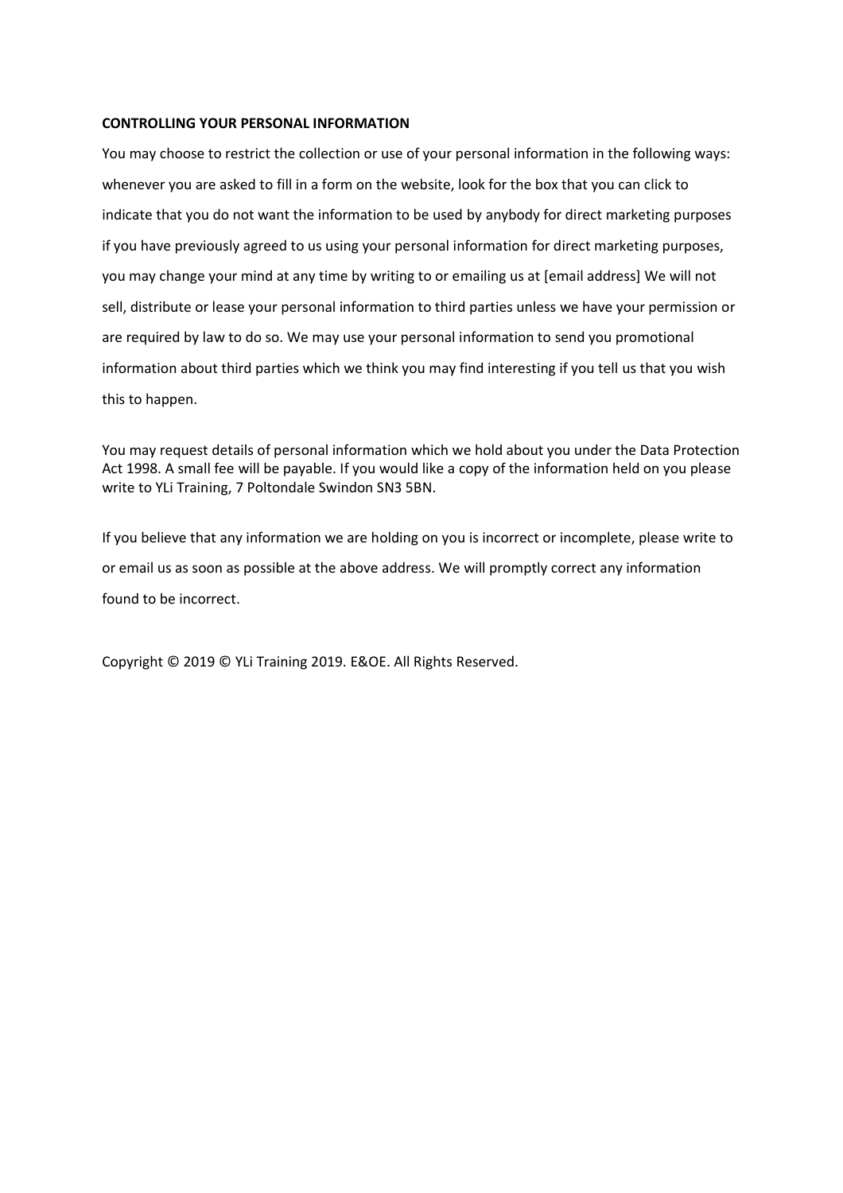**CONTROLLING YOUR PERSONAL INFORMATION**

You may choose to restrict the collection or use of your personal information in the following ways: whenever you are asked to fill in a form on the website, look for the box that you can click to indicate that you do not want the information to be used by anybody for direct marketing purposes if you have previously agreed to us using your personal information for direct marketing purposes, you may change your mind at any time by writing to or emailing us at [email address] We will not sell, distribute or lease your personal information to third parties unless we have your permission or are required by law to do so. We may use your personal information to send you promotional information about third parties which we think you may find interesting if you tell us that you wish this to happen.

You may request details of personal information which we hold about you under the Data Protection Act 1998. A small fee will be payable. If you would like a copy of the information held on you please write to YLi Training, 7 Poltondale Swindon SN3 5BN.

If you believe that any information we are holding on you is incorrect or incomplete, please write to or email us as soon as possible at the above address. We will promptly correct any information found to be incorrect.

Copyright © 2019 © YLi Training 2019. E&OE. All Rights Reserved.